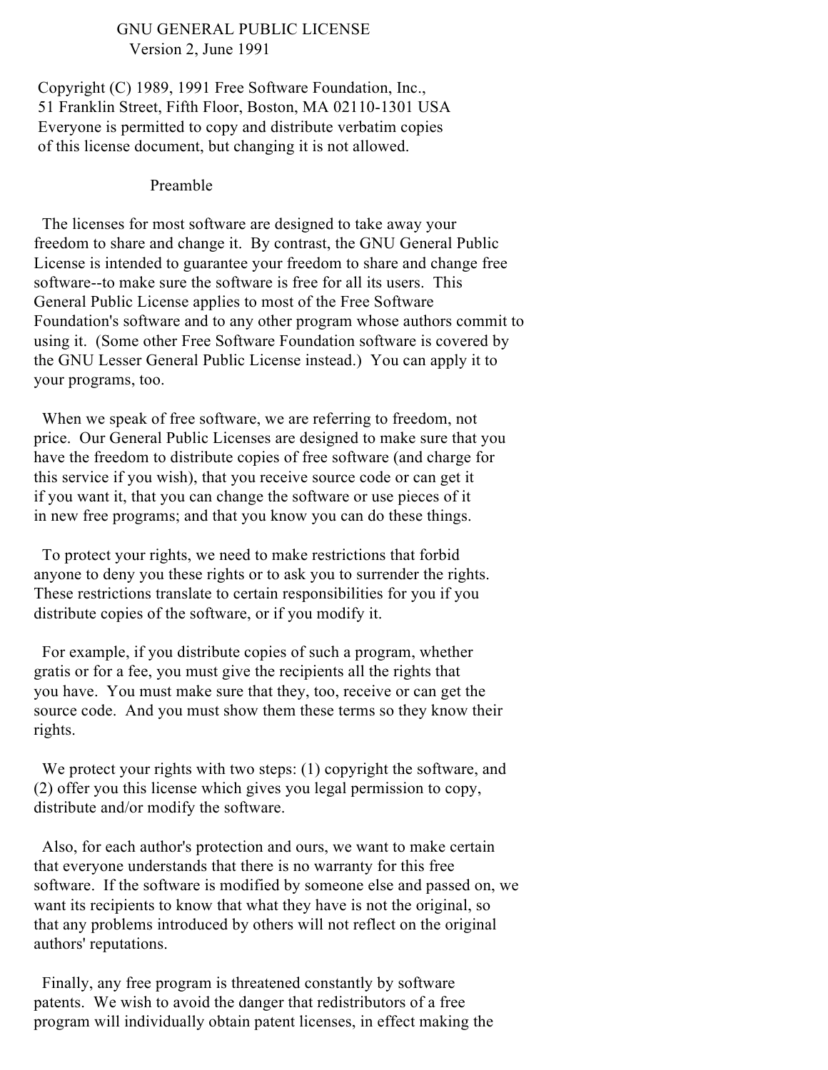# GNU GENERAL PUBLIC LICENSE

Version 2, June 1991

Copyright (C) 1989, 1991 Free Software Foundation, Inc.,
51 Franklin Street, Fifth Floor, Boston, MA 02110-1301 USA
Everyone is permitted to copy and distribute verbatim copies
of this license document, but changing it is not allowed.

## Preamble

The licenses for most software are designed to take away your freedom to share and change it. By contrast, the GNU General Public License is intended to guarantee your freedom to share and change free software--to make sure the software is free for all its users. This General Public License applies to most of the Free Software Foundation's software and to any other program whose authors commit to using it. (Some other Free Software Foundation software is covered by the GNU Lesser General Public License instead.) You can apply it to your programs, too.

When we speak of free software, we are referring to freedom, not price. Our General Public Licenses are designed to make sure that you have the freedom to distribute copies of free software (and charge for this service if you wish), that you receive source code or can get it if you want it, that you can change the software or use pieces of it in new free programs; and that you know you can do these things.

To protect your rights, we need to make restrictions that forbid anyone to deny you these rights or to ask you to surrender the rights. These restrictions translate to certain responsibilities for you if you distribute copies of the software, or if you modify it.

For example, if you distribute copies of such a program, whether gratis or for a fee, you must give the recipients all the rights that you have. You must make sure that they, too, receive or can get the source code. And you must show them these terms so they know their rights.

We protect your rights with two steps: (1) copyright the software, and (2) offer you this license which gives you legal permission to copy, distribute and/or modify the software.

Also, for each author's protection and ours, we want to make certain that everyone understands that there is no warranty for this free software. If the software is modified by someone else and passed on, we want its recipients to know that what they have is not the original, so that any problems introduced by others will not reflect on the original authors' reputations.

Finally, any free program is threatened constantly by software patents. We wish to avoid the danger that redistributors of a free program will individually obtain patent licenses, in effect making the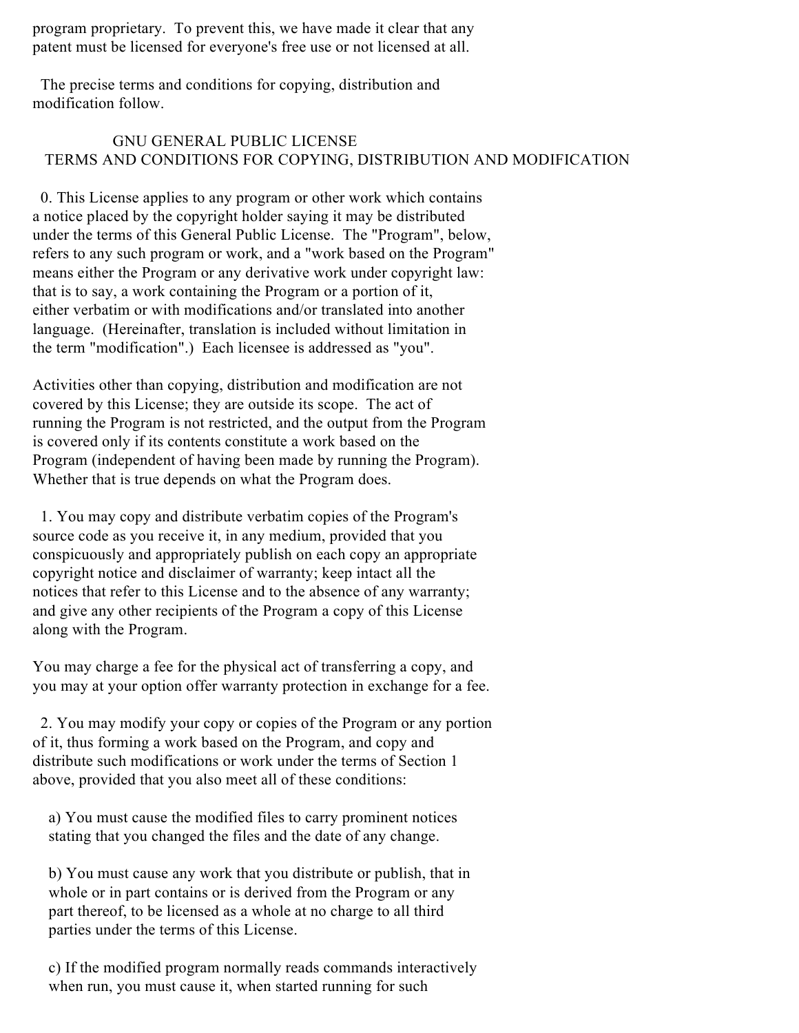program proprietary.  To prevent this, we have made it clear that any patent must be licensed for everyone's free use or not licensed at all.

The precise terms and conditions for copying, distribution and modification follow.

## GNU GENERAL PUBLIC LICENSE
## TERMS AND CONDITIONS FOR COPYING, DISTRIBUTION AND MODIFICATION

0. This License applies to any program or other work which contains a notice placed by the copyright holder saying it may be distributed under the terms of this General Public License.  The "Program", below, refers to any such program or work, and a "work based on the Program" means either the Program or any derivative work under copyright law: that is to say, a work containing the Program or a portion of it, either verbatim or with modifications and/or translated into another language.  (Hereinafter, translation is included without limitation in the term "modification".)  Each licensee is addressed as "you".

Activities other than copying, distribution and modification are not covered by this License; they are outside its scope.  The act of running the Program is not restricted, and the output from the Program is covered only if its contents constitute a work based on the Program (independent of having been made by running the Program). Whether that is true depends on what the Program does.

1. You may copy and distribute verbatim copies of the Program's source code as you receive it, in any medium, provided that you conspicuously and appropriately publish on each copy an appropriate copyright notice and disclaimer of warranty; keep intact all the notices that refer to this License and to the absence of any warranty; and give any other recipients of the Program a copy of this License along with the Program.

You may charge a fee for the physical act of transferring a copy, and you may at your option offer warranty protection in exchange for a fee.

2. You may modify your copy or copies of the Program or any portion of it, thus forming a work based on the Program, and copy and distribute such modifications or work under the terms of Section 1 above, provided that you also meet all of these conditions:

a) You must cause the modified files to carry prominent notices stating that you changed the files and the date of any change.

b) You must cause any work that you distribute or publish, that in whole or in part contains or is derived from the Program or any part thereof, to be licensed as a whole at no charge to all third parties under the terms of this License.

c) If the modified program normally reads commands interactively when run, you must cause it, when started running for such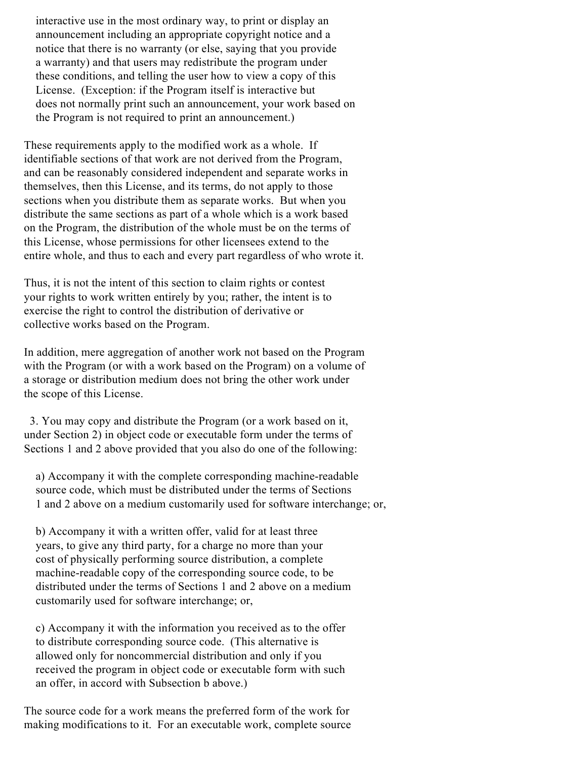interactive use in the most ordinary way, to print or display an announcement including an appropriate copyright notice and a notice that there is no warranty (or else, saying that you provide a warranty) and that users may redistribute the program under these conditions, and telling the user how to view a copy of this License. (Exception: if the Program itself is interactive but does not normally print such an announcement, your work based on the Program is not required to print an announcement.)

These requirements apply to the modified work as a whole. If identifiable sections of that work are not derived from the Program, and can be reasonably considered independent and separate works in themselves, then this License, and its terms, do not apply to those sections when you distribute them as separate works. But when you distribute the same sections as part of a whole which is a work based on the Program, the distribution of the whole must be on the terms of this License, whose permissions for other licensees extend to the entire whole, and thus to each and every part regardless of who wrote it.

Thus, it is not the intent of this section to claim rights or contest your rights to work written entirely by you; rather, the intent is to exercise the right to control the distribution of derivative or collective works based on the Program.

In addition, mere aggregation of another work not based on the Program with the Program (or with a work based on the Program) on a volume of a storage or distribution medium does not bring the other work under the scope of this License.

3. You may copy and distribute the Program (or a work based on it, under Section 2) in object code or executable form under the terms of Sections 1 and 2 above provided that you also do one of the following:

a) Accompany it with the complete corresponding machine-readable source code, which must be distributed under the terms of Sections 1 and 2 above on a medium customarily used for software interchange; or,

b) Accompany it with a written offer, valid for at least three years, to give any third party, for a charge no more than your cost of physically performing source distribution, a complete machine-readable copy of the corresponding source code, to be distributed under the terms of Sections 1 and 2 above on a medium customarily used for software interchange; or,

c) Accompany it with the information you received as to the offer to distribute corresponding source code. (This alternative is allowed only for noncommercial distribution and only if you received the program in object code or executable form with such an offer, in accord with Subsection b above.)

The source code for a work means the preferred form of the work for making modifications to it. For an executable work, complete source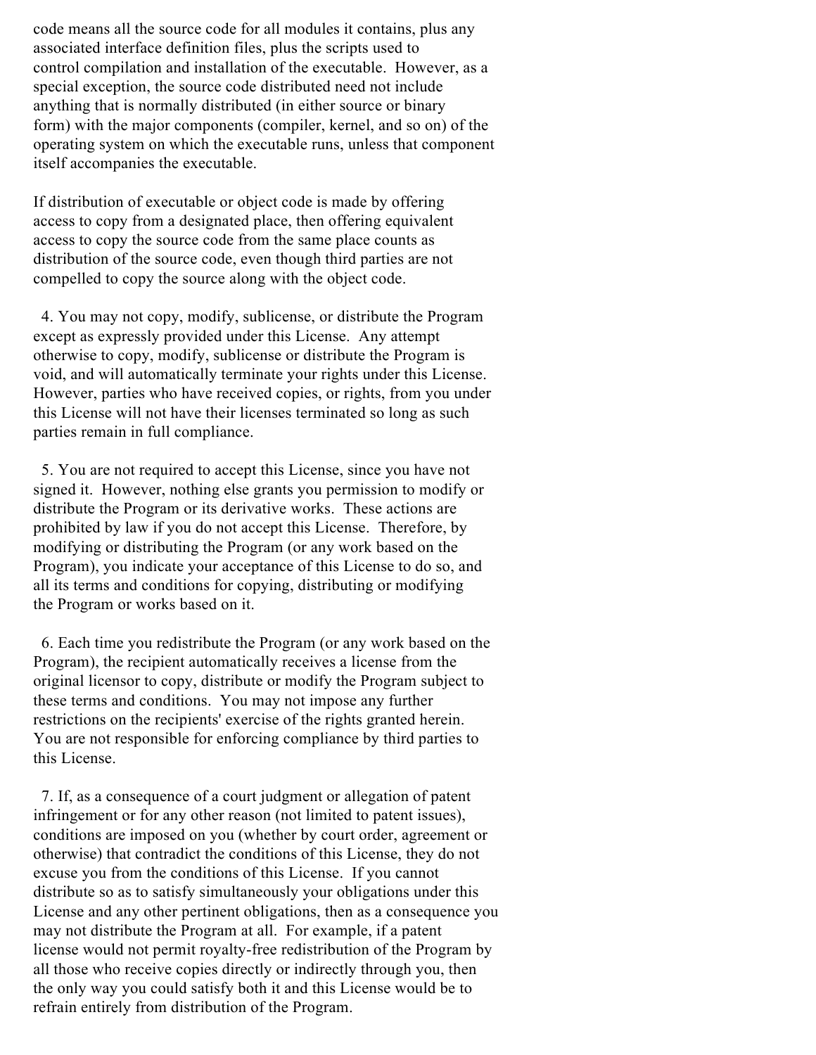code means all the source code for all modules it contains, plus any associated interface definition files, plus the scripts used to control compilation and installation of the executable. However, as a special exception, the source code distributed need not include anything that is normally distributed (in either source or binary form) with the major components (compiler, kernel, and so on) of the operating system on which the executable runs, unless that component itself accompanies the executable.

If distribution of executable or object code is made by offering access to copy from a designated place, then offering equivalent access to copy the source code from the same place counts as distribution of the source code, even though third parties are not compelled to copy the source along with the object code.

4. You may not copy, modify, sublicense, or distribute the Program except as expressly provided under this License. Any attempt otherwise to copy, modify, sublicense or distribute the Program is void, and will automatically terminate your rights under this License. However, parties who have received copies, or rights, from you under this License will not have their licenses terminated so long as such parties remain in full compliance.

5. You are not required to accept this License, since you have not signed it. However, nothing else grants you permission to modify or distribute the Program or its derivative works. These actions are prohibited by law if you do not accept this License. Therefore, by modifying or distributing the Program (or any work based on the Program), you indicate your acceptance of this License to do so, and all its terms and conditions for copying, distributing or modifying the Program or works based on it.

6. Each time you redistribute the Program (or any work based on the Program), the recipient automatically receives a license from the original licensor to copy, distribute or modify the Program subject to these terms and conditions. You may not impose any further restrictions on the recipients' exercise of the rights granted herein. You are not responsible for enforcing compliance by third parties to this License.

7. If, as a consequence of a court judgment or allegation of patent infringement or for any other reason (not limited to patent issues), conditions are imposed on you (whether by court order, agreement or otherwise) that contradict the conditions of this License, they do not excuse you from the conditions of this License. If you cannot distribute so as to satisfy simultaneously your obligations under this License and any other pertinent obligations, then as a consequence you may not distribute the Program at all. For example, if a patent license would not permit royalty-free redistribution of the Program by all those who receive copies directly or indirectly through you, then the only way you could satisfy both it and this License would be to refrain entirely from distribution of the Program.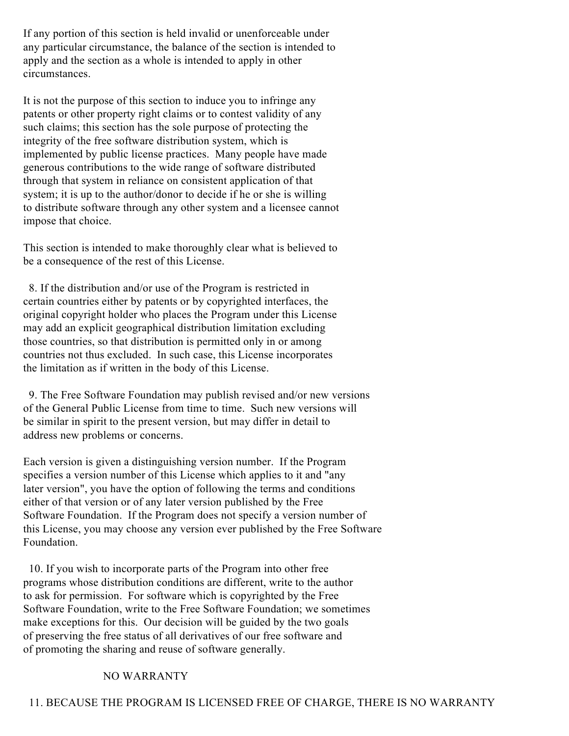If any portion of this section is held invalid or unenforceable under any particular circumstance, the balance of the section is intended to apply and the section as a whole is intended to apply in other circumstances.

It is not the purpose of this section to induce you to infringe any patents or other property right claims or to contest validity of any such claims; this section has the sole purpose of protecting the integrity of the free software distribution system, which is implemented by public license practices. Many people have made generous contributions to the wide range of software distributed through that system in reliance on consistent application of that system; it is up to the author/donor to decide if he or she is willing to distribute software through any other system and a licensee cannot impose that choice.

This section is intended to make thoroughly clear what is believed to be a consequence of the rest of this License.

8. If the distribution and/or use of the Program is restricted in certain countries either by patents or by copyrighted interfaces, the original copyright holder who places the Program under this License may add an explicit geographical distribution limitation excluding those countries, so that distribution is permitted only in or among countries not thus excluded. In such case, this License incorporates the limitation as if written in the body of this License.

9. The Free Software Foundation may publish revised and/or new versions of the General Public License from time to time. Such new versions will be similar in spirit to the present version, but may differ in detail to address new problems or concerns.

Each version is given a distinguishing version number. If the Program specifies a version number of this License which applies to it and "any later version", you have the option of following the terms and conditions either of that version or of any later version published by the Free Software Foundation. If the Program does not specify a version number of this License, you may choose any version ever published by the Free Software Foundation.

10. If you wish to incorporate parts of the Program into other free programs whose distribution conditions are different, write to the author to ask for permission. For software which is copyrighted by the Free Software Foundation, write to the Free Software Foundation; we sometimes make exceptions for this. Our decision will be guided by the two goals of preserving the free status of all derivatives of our free software and of promoting the sharing and reuse of software generally.

NO WARRANTY

11. BECAUSE THE PROGRAM IS LICENSED FREE OF CHARGE, THERE IS NO WARRANTY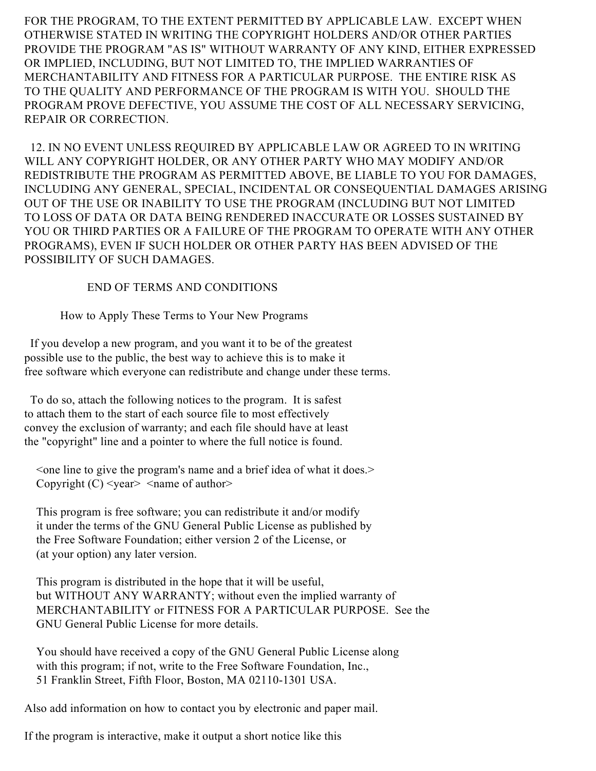FOR THE PROGRAM, TO THE EXTENT PERMITTED BY APPLICABLE LAW. EXCEPT WHEN OTHERWISE STATED IN WRITING THE COPYRIGHT HOLDERS AND/OR OTHER PARTIES PROVIDE THE PROGRAM "AS IS" WITHOUT WARRANTY OF ANY KIND, EITHER EXPRESSED OR IMPLIED, INCLUDING, BUT NOT LIMITED TO, THE IMPLIED WARRANTIES OF MERCHANTABILITY AND FITNESS FOR A PARTICULAR PURPOSE. THE ENTIRE RISK AS TO THE QUALITY AND PERFORMANCE OF THE PROGRAM IS WITH YOU. SHOULD THE PROGRAM PROVE DEFECTIVE, YOU ASSUME THE COST OF ALL NECESSARY SERVICING, REPAIR OR CORRECTION.

12. IN NO EVENT UNLESS REQUIRED BY APPLICABLE LAW OR AGREED TO IN WRITING WILL ANY COPYRIGHT HOLDER, OR ANY OTHER PARTY WHO MAY MODIFY AND/OR REDISTRIBUTE THE PROGRAM AS PERMITTED ABOVE, BE LIABLE TO YOU FOR DAMAGES, INCLUDING ANY GENERAL, SPECIAL, INCIDENTAL OR CONSEQUENTIAL DAMAGES ARISING OUT OF THE USE OR INABILITY TO USE THE PROGRAM (INCLUDING BUT NOT LIMITED TO LOSS OF DATA OR DATA BEING RENDERED INACCURATE OR LOSSES SUSTAINED BY YOU OR THIRD PARTIES OR A FAILURE OF THE PROGRAM TO OPERATE WITH ANY OTHER PROGRAMS), EVEN IF SUCH HOLDER OR OTHER PARTY HAS BEEN ADVISED OF THE POSSIBILITY OF SUCH DAMAGES.

END OF TERMS AND CONDITIONS

How to Apply These Terms to Your New Programs

If you develop a new program, and you want it to be of the greatest possible use to the public, the best way to achieve this is to make it free software which everyone can redistribute and change under these terms.

To do so, attach the following notices to the program. It is safest to attach them to the start of each source file to most effectively convey the exclusion of warranty; and each file should have at least the "copyright" line and a pointer to where the full notice is found.

```
<one line to give the program's name and a brief idea of what it does.>
Copyright (C) <year>  <name of author>

This program is free software; you can redistribute it and/or modify
it under the terms of the GNU General Public License as published by
the Free Software Foundation; either version 2 of the License, or
(at your option) any later version.

This program is distributed in the hope that it will be useful,
but WITHOUT ANY WARRANTY; without even the implied warranty of
MERCHANTABILITY or FITNESS FOR A PARTICULAR PURPOSE.  See the
GNU General Public License for more details.

You should have received a copy of the GNU General Public License along
with this program; if not, write to the Free Software Foundation, Inc.,
51 Franklin Street, Fifth Floor, Boston, MA 02110-1301 USA.
```

Also add information on how to contact you by electronic and paper mail.

If the program is interactive, make it output a short notice like this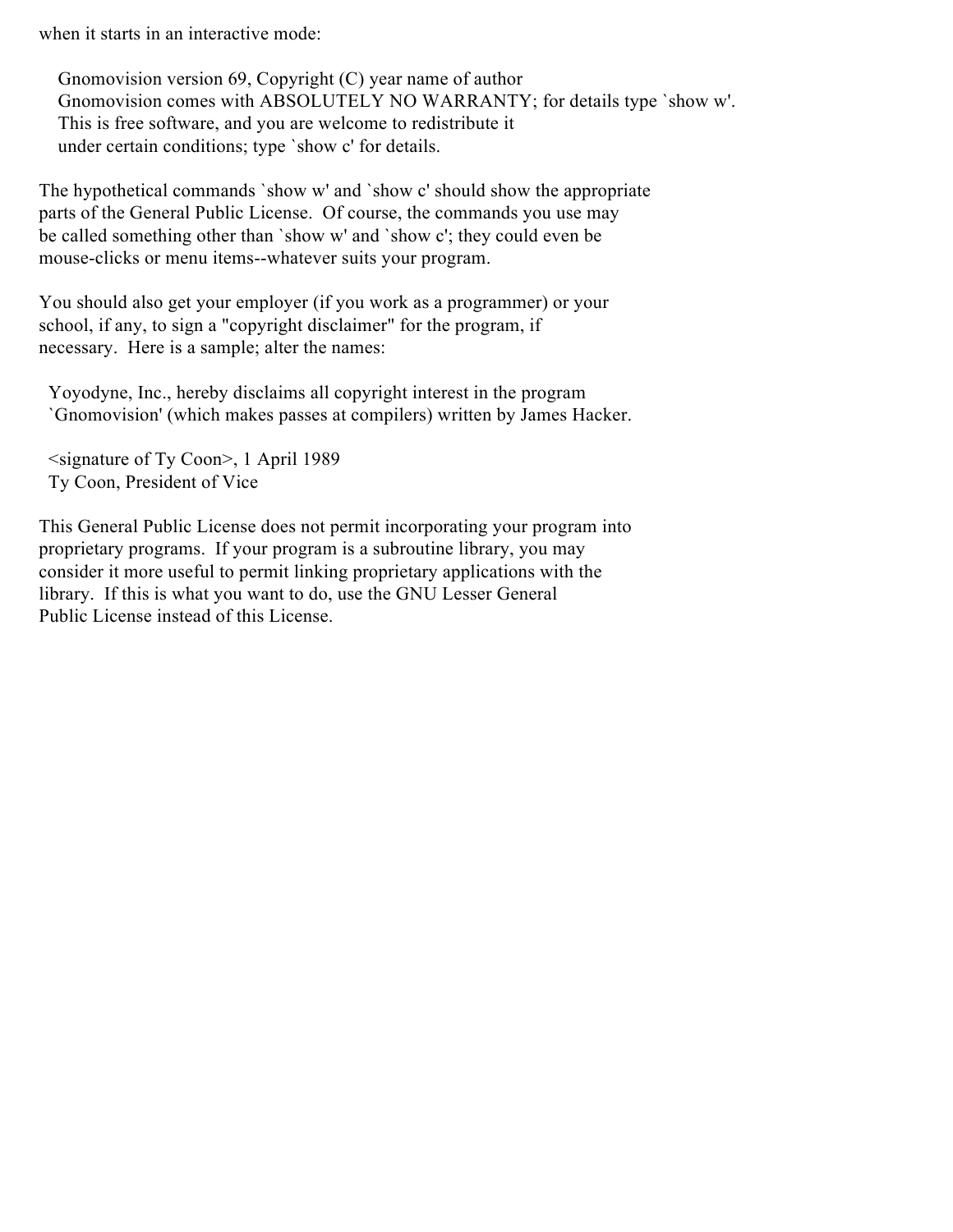when it starts in an interactive mode:

```
Gnomovision version 69, Copyright (C) year name of author
Gnomovision comes with ABSOLUTELY NO WARRANTY; for details type `show w'.
This is free software, and you are welcome to redistribute it
under certain conditions; type `show c' for details.
```

The hypothetical commands `show w' and `show c' should show the appropriate parts of the General Public License. Of course, the commands you use may be called something other than `show w' and `show c'; they could even be mouse-clicks or menu items--whatever suits your program.

You should also get your employer (if you work as a programmer) or your school, if any, to sign a "copyright disclaimer" for the program, if necessary. Here is a sample; alter the names:

```
Yoyodyne, Inc., hereby disclaims all copyright interest in the program
`Gnomovision' (which makes passes at compilers) written by James Hacker.

<signature of Ty Coon>, 1 April 1989
Ty Coon, President of Vice
```

This General Public License does not permit incorporating your program into proprietary programs. If your program is a subroutine library, you may consider it more useful to permit linking proprietary applications with the library. If this is what you want to do, use the GNU Lesser General Public License instead of this License.